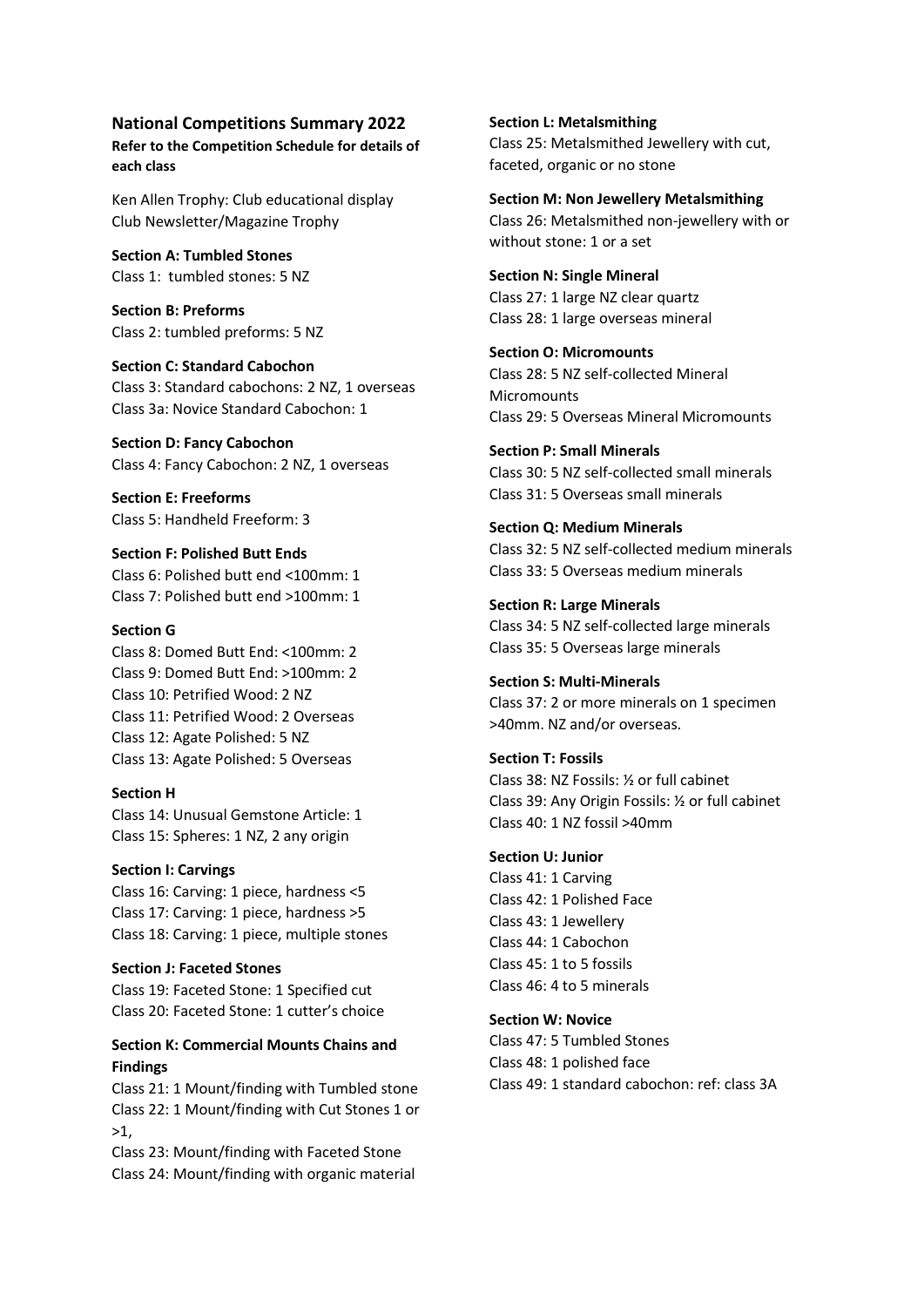## National Competitions Summary 2022

**Refer to the Competition Schedule for details of each class**

Ken Allen Trophy: Club educational display
Club Newsletter/Magazine Trophy

**Section A: Tumbled Stones**
Class 1: tumbled stones: 5 NZ

**Section B: Preforms**
Class 2: tumbled preforms: 5 NZ

**Section C: Standard Cabochon**
Class 3: Standard cabochons: 2 NZ, 1 overseas
Class 3a: Novice Standard Cabochon: 1

**Section D: Fancy Cabochon**
Class 4: Fancy Cabochon: 2 NZ, 1 overseas

**Section E: Freeforms**
Class 5: Handheld Freeform: 3

**Section F: Polished Butt Ends**
Class 6: Polished butt end <100mm: 1
Class 7: Polished butt end >100mm: 1

**Section G**
Class 8: Domed Butt End: <100mm: 2
Class 9: Domed Butt End: >100mm: 2
Class 10: Petrified Wood: 2 NZ
Class 11: Petrified Wood: 2 Overseas
Class 12: Agate Polished: 5 NZ
Class 13: Agate Polished: 5 Overseas

**Section H**
Class 14: Unusual Gemstone Article: 1
Class 15: Spheres: 1 NZ, 2 any origin

**Section I: Carvings**
Class 16: Carving: 1 piece, hardness <5
Class 17: Carving: 1 piece, hardness >5
Class 18: Carving: 1 piece, multiple stones

**Section J: Faceted Stones**
Class 19: Faceted Stone: 1 Specified cut
Class 20: Faceted Stone: 1 cutter's choice

**Section K: Commercial Mounts Chains and Findings**
Class 21: 1 Mount/finding with Tumbled stone
Class 22: 1 Mount/finding with Cut Stones 1 or >1,
Class 23: Mount/finding with Faceted Stone
Class 24: Mount/finding with organic material

**Section L: Metalsmithing**
Class 25: Metalsmithed Jewellery with cut, faceted, organic or no stone

**Section M: Non Jewellery Metalsmithing**
Class 26: Metalsmithed non-jewellery with or without stone: 1 or a set

**Section N: Single Mineral**
Class 27: 1 large NZ clear quartz
Class 28: 1 large overseas mineral

**Section O: Micromounts**
Class 28: 5 NZ self-collected Mineral Micromounts
Class 29: 5 Overseas Mineral Micromounts

**Section P: Small Minerals**
Class 30: 5 NZ self-collected small minerals
Class 31: 5 Overseas small minerals

**Section Q: Medium Minerals**
Class 32: 5 NZ self-collected medium minerals
Class 33: 5 Overseas medium minerals

**Section R: Large Minerals**
Class 34: 5 NZ self-collected large minerals
Class 35: 5 Overseas large minerals

**Section S: Multi-Minerals**
Class 37: 2 or more minerals on 1 specimen >40mm. NZ and/or overseas.

**Section T: Fossils**
Class 38: NZ Fossils: ½ or full cabinet
Class 39: Any Origin Fossils: ½ or full cabinet
Class 40: 1 NZ fossil >40mm

**Section U: Junior**
Class 41: 1 Carving
Class 42: 1 Polished Face
Class 43: 1 Jewellery
Class 44: 1 Cabochon
Class 45: 1 to 5 fossils
Class 46: 4 to 5 minerals

**Section W: Novice**
Class 47: 5 Tumbled Stones
Class 48: 1 polished face
Class 49: 1 standard cabochon: ref: class 3A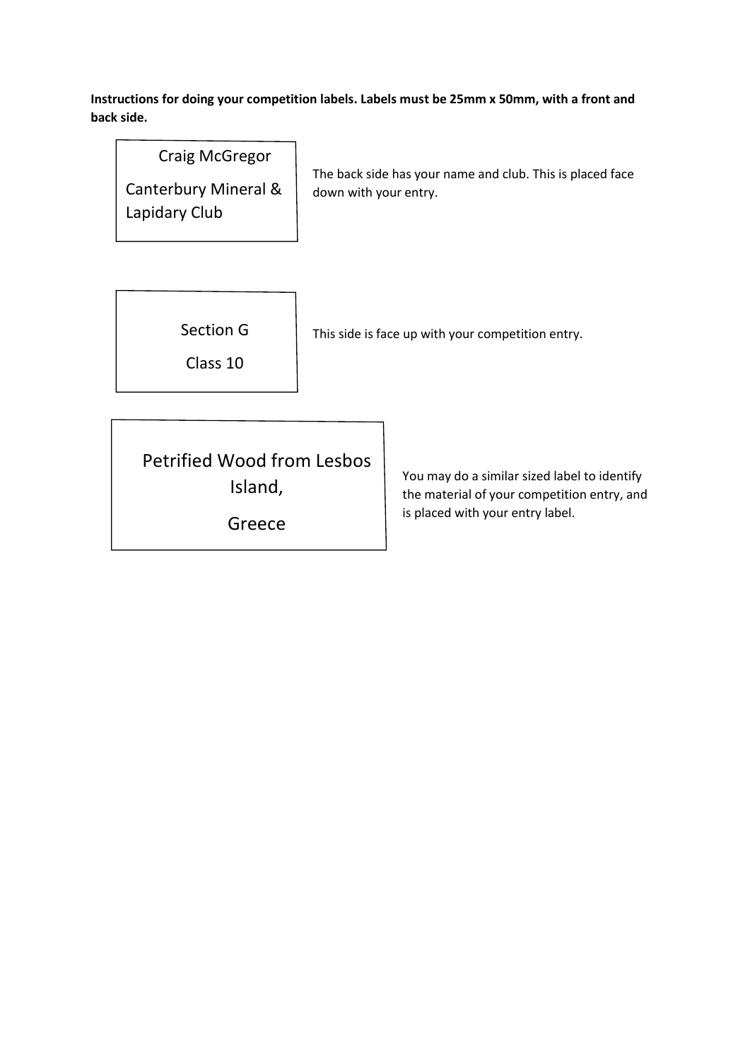**Instructions for doing your competition labels. Labels must be 25mm x 50mm, with a front and back side.**

Craig McGregor

Canterbury Mineral & Lapidary Club

The back side has your name and club. This is placed face down with your entry.

Section G

Class 10

This side is face up with your competition entry.

Petrified Wood from Lesbos Island,

Greece

You may do a similar sized label to identify the material of your competition entry, and is placed with your entry label.